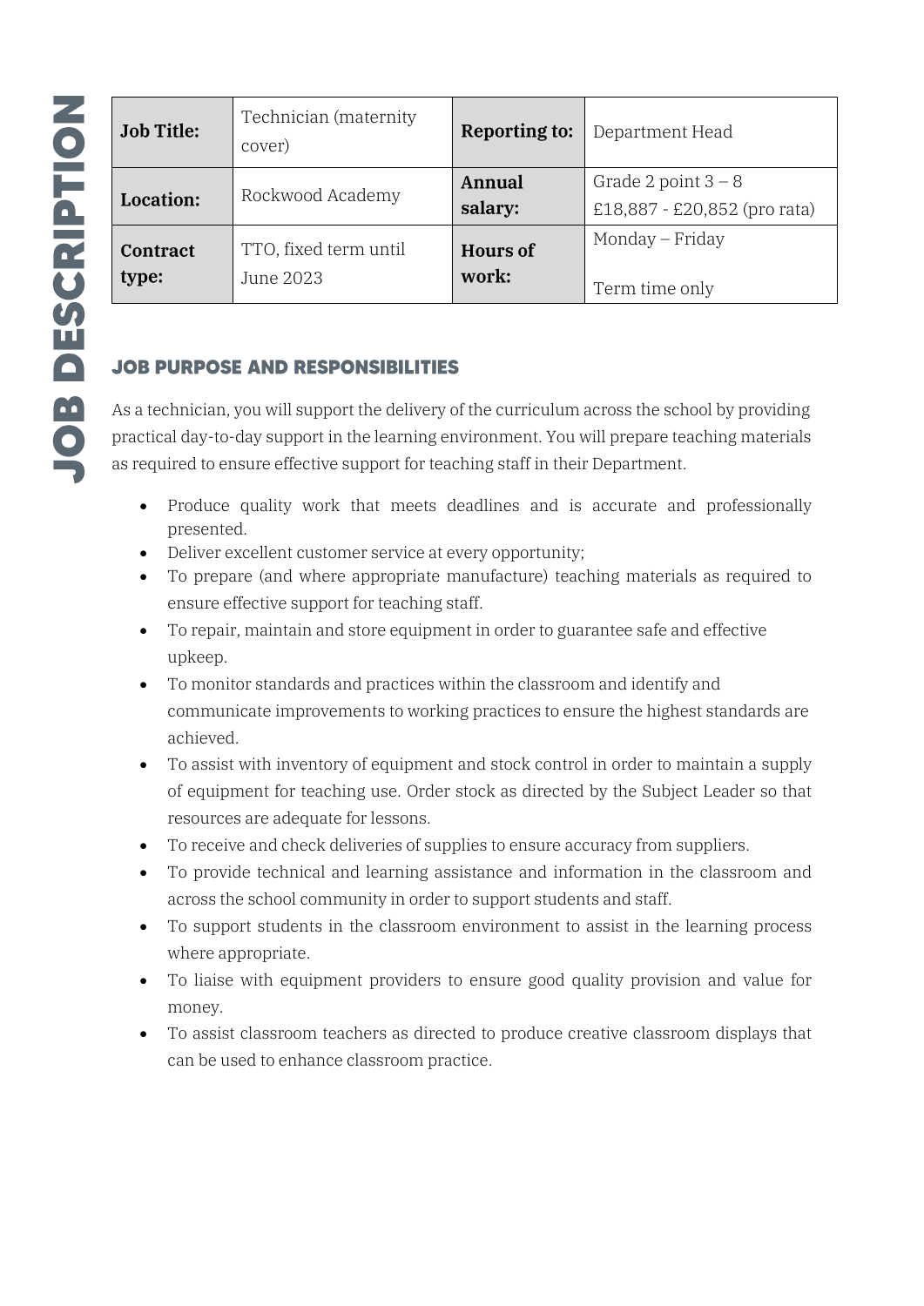# JOB DESCRIPTION

| Job Title: | Technician (maternity cover) | Reporting to: | Department Head |
|---|---|---|---|
| Location: | Rockwood Academy | Annual salary: | Grade 2 point 3 – 8<br>£18,887 - £20,852 (pro rata) |
| Contract type: | TTO, fixed term until June 2023 | Hours of work: | Monday – Friday<br><br>Term time only |

## JOB PURPOSE AND RESPONSIBILITIES

As a technician, you will support the delivery of the curriculum across the school by providing practical day-to-day support in the learning environment. You will prepare teaching materials as required to ensure effective support for teaching staff in their Department.

- Produce quality work that meets deadlines and is accurate and professionally presented.
- Deliver excellent customer service at every opportunity;
- To prepare (and where appropriate manufacture) teaching materials as required to ensure effective support for teaching staff.
- To repair, maintain and store equipment in order to guarantee safe and effective upkeep.
- To monitor standards and practices within the classroom and identify and communicate improvements to working practices to ensure the highest standards are achieved.
- To assist with inventory of equipment and stock control in order to maintain a supply of equipment for teaching use. Order stock as directed by the Subject Leader so that resources are adequate for lessons.
- To receive and check deliveries of supplies to ensure accuracy from suppliers.
- To provide technical and learning assistance and information in the classroom and across the school community in order to support students and staff.
- To support students in the classroom environment to assist in the learning process where appropriate.
- To liaise with equipment providers to ensure good quality provision and value for money.
- To assist classroom teachers as directed to produce creative classroom displays that can be used to enhance classroom practice.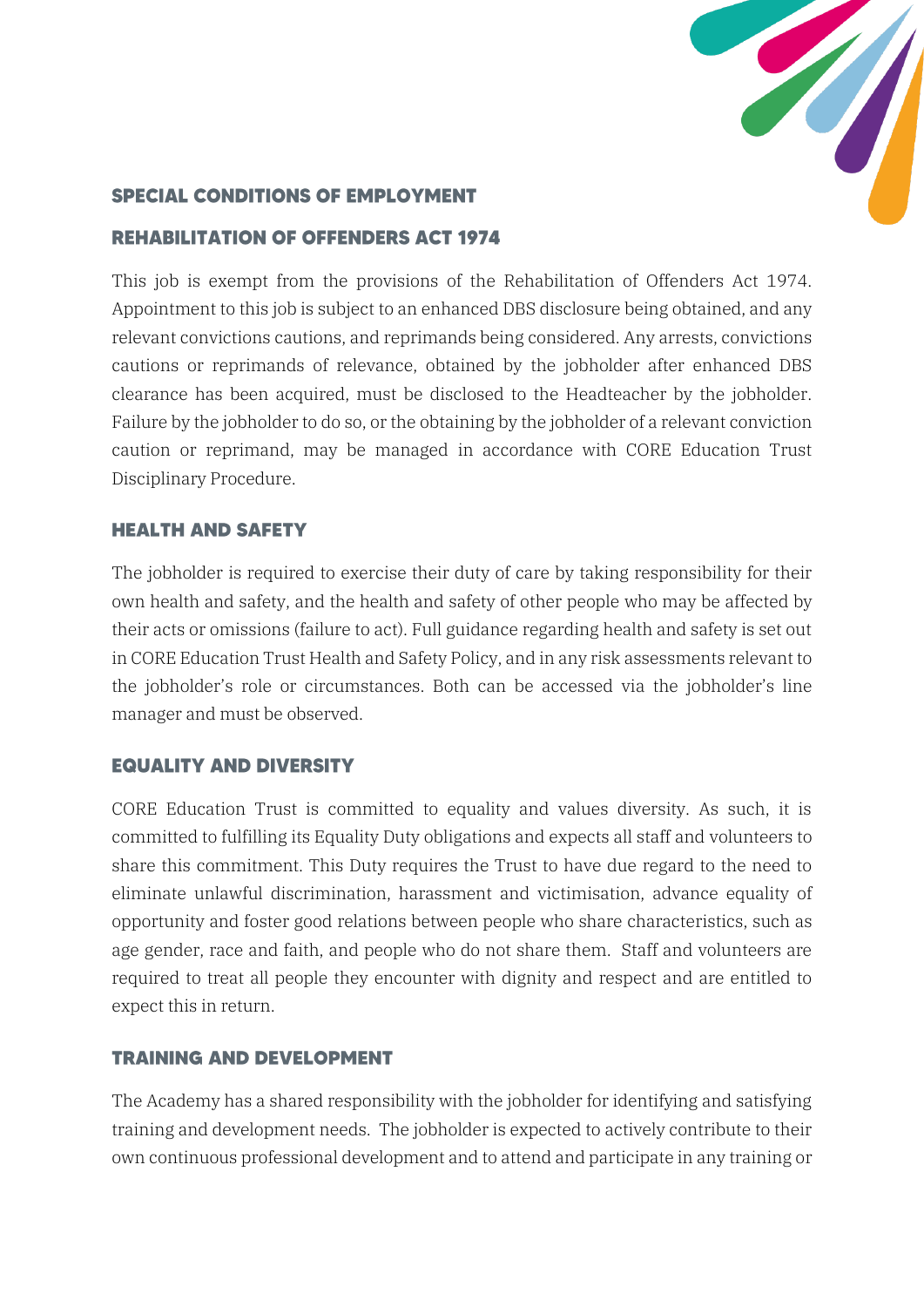## SPECIAL CONDITIONS OF EMPLOYMENT

### REHABILITATION OF OFFENDERS ACT 1974

This job is exempt from the provisions of the Rehabilitation of Offenders Act 1974. Appointment to this job is subject to an enhanced DBS disclosure being obtained, and any relevant convictions cautions, and reprimands being considered. Any arrests, convictions cautions or reprimands of relevance, obtained by the jobholder after enhanced DBS clearance has been acquired, must be disclosed to the Headteacher by the jobholder. Failure by the jobholder to do so, or the obtaining by the jobholder of a relevant conviction caution or reprimand, may be managed in accordance with CORE Education Trust Disciplinary Procedure.

### HEALTH AND SAFETY

The jobholder is required to exercise their duty of care by taking responsibility for their own health and safety, and the health and safety of other people who may be affected by their acts or omissions (failure to act). Full guidance regarding health and safety is set out in CORE Education Trust Health and Safety Policy, and in any risk assessments relevant to the jobholder's role or circumstances. Both can be accessed via the jobholder's line manager and must be observed.

### EQUALITY AND DIVERSITY

CORE Education Trust is committed to equality and values diversity. As such, it is committed to fulfilling its Equality Duty obligations and expects all staff and volunteers to share this commitment. This Duty requires the Trust to have due regard to the need to eliminate unlawful discrimination, harassment and victimisation, advance equality of opportunity and foster good relations between people who share characteristics, such as age gender, race and faith, and people who do not share them. Staff and volunteers are required to treat all people they encounter with dignity and respect and are entitled to expect this in return.

### TRAINING AND DEVELOPMENT

The Academy has a shared responsibility with the jobholder for identifying and satisfying training and development needs. The jobholder is expected to actively contribute to their own continuous professional development and to attend and participate in any training or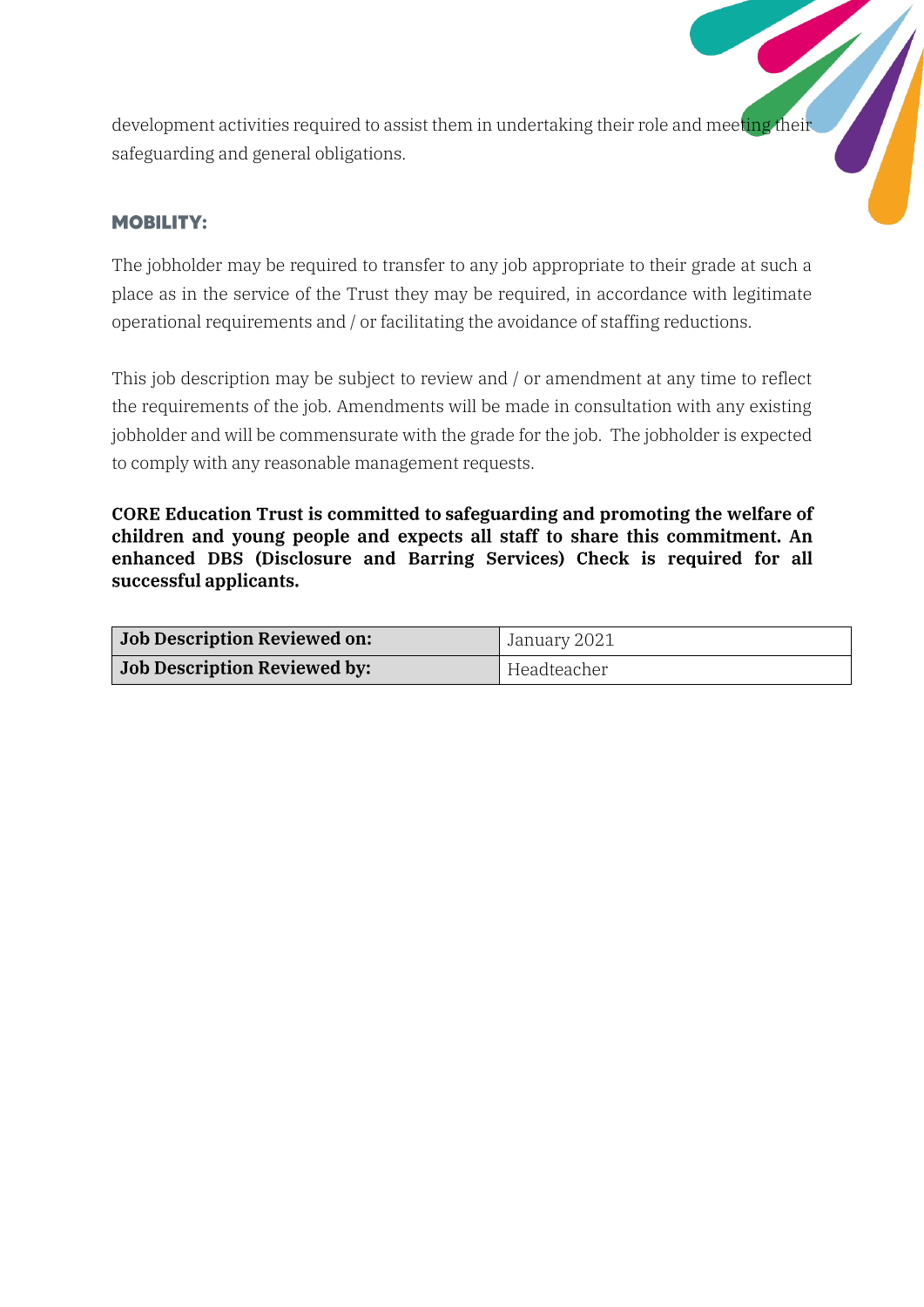development activities required to assist them in undertaking their role and meeting their safeguarding and general obligations.

## MOBILITY:

The jobholder may be required to transfer to any job appropriate to their grade at such a place as in the service of the Trust they may be required, in accordance with legitimate operational requirements and / or facilitating the avoidance of staffing reductions.

This job description may be subject to review and / or amendment at any time to reflect the requirements of the job. Amendments will be made in consultation with any existing jobholder and will be commensurate with the grade for the job. The jobholder is expected to comply with any reasonable management requests.

**CORE Education Trust is committed to safeguarding and promoting the welfare of children and young people and expects all staff to share this commitment. An enhanced DBS (Disclosure and Barring Services) Check is required for all successful applicants.**

| **Job Description Reviewed on:** | January 2021 |
|---|---|
| **Job Description Reviewed by:** | Headteacher |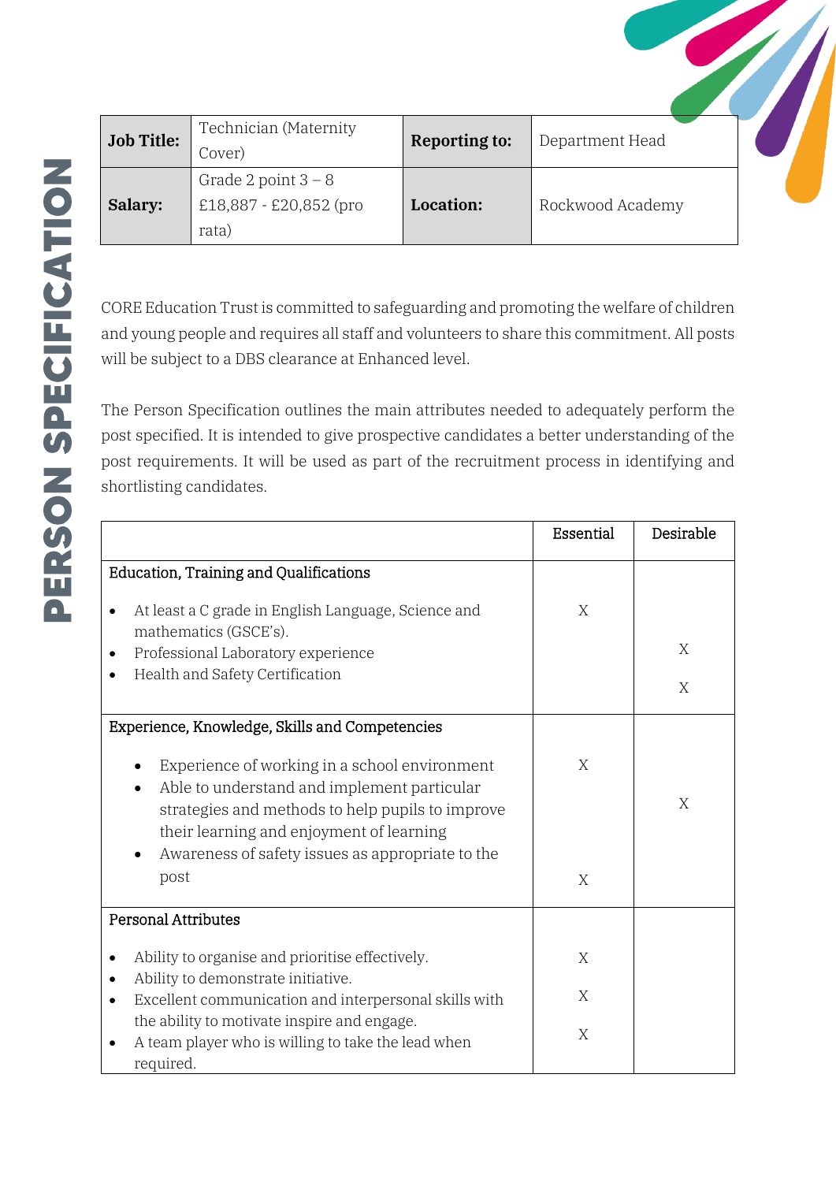# PERSON SPECIFICATION

| Job Title: | Technician (Maternity Cover) | Reporting to: | Department Head |
|---|---|---|---|
| Salary: | Grade 2 point 3 – 8 £18,887 - £20,852 (pro rata) | Location: | Rockwood Academy |

CORE Education Trust is committed to safeguarding and promoting the welfare of children and young people and requires all staff and volunteers to share this commitment. All posts will be subject to a DBS clearance at Enhanced level.

The Person Specification outlines the main attributes needed to adequately perform the post specified. It is intended to give prospective candidates a better understanding of the post requirements. It will be used as part of the recruitment process in identifying and shortlisting candidates.

| | Essential | Desirable |
|---|---|---|
| **Education, Training and Qualifications** | | |
| • At least a C grade in English Language, Science and mathematics (GSCE's). | X | |
| • Professional Laboratory experience | | X |
| • Health and Safety Certification | | X |
| **Experience, Knowledge, Skills and Competencies** | | |
| • Experience of working in a school environment | X | |
| • Able to understand and implement particular strategies and methods to help pupils to improve their learning and enjoyment of learning | | X |
| • Awareness of safety issues as appropriate to the post | X | |
| **Personal Attributes** | | |
| • Ability to organise and prioritise effectively. | X | |
| • Ability to demonstrate initiative. | X | |
| • Excellent communication and interpersonal skills with the ability to motivate inspire and engage. | X | |
| • A team player who is willing to take the lead when required. | | |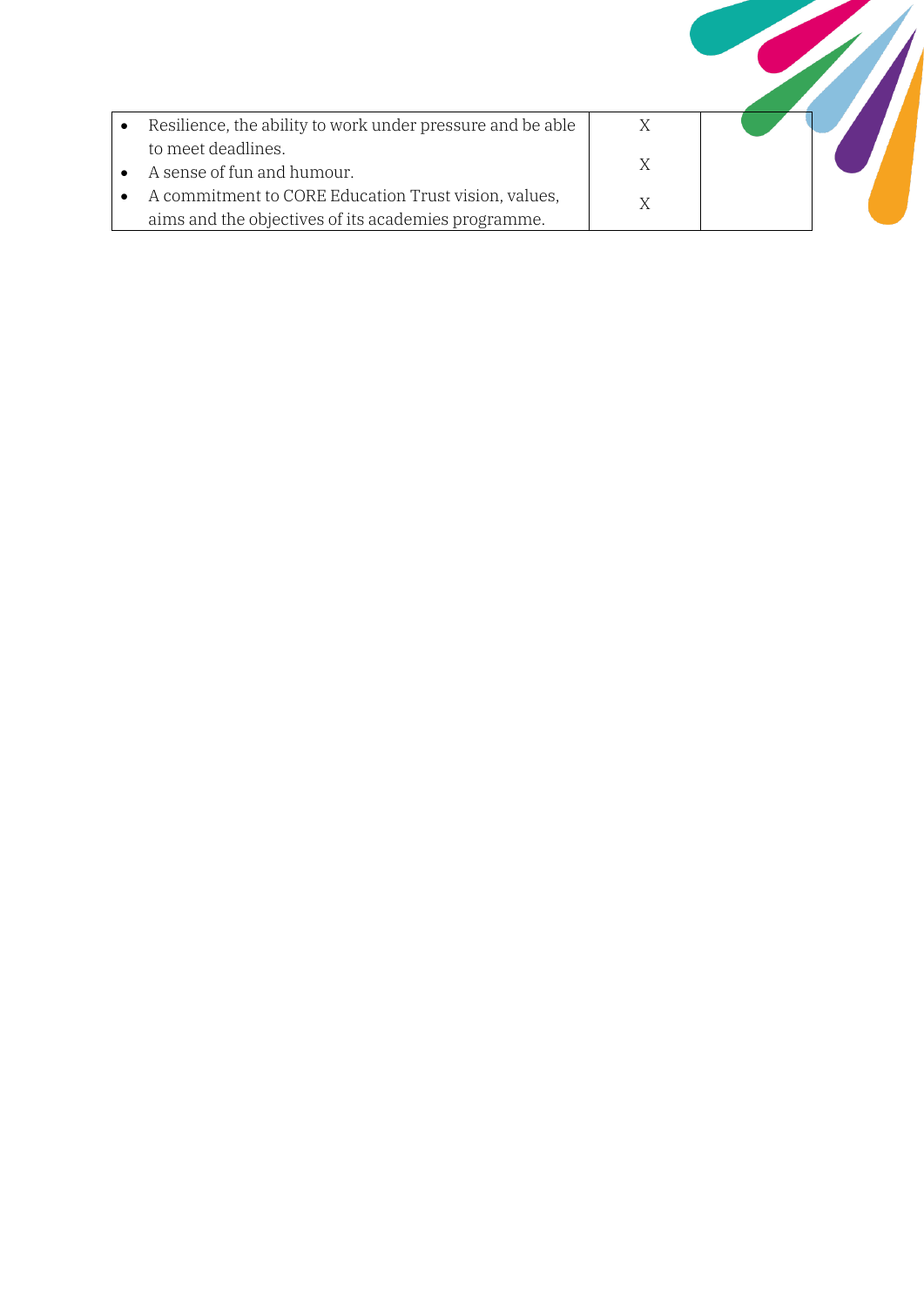| | | |
|---|---|---|
| • Resilience, the ability to work under pressure and be able to meet deadlines.<br>• A sense of fun and humour.<br>• A commitment to CORE Education Trust vision, values, aims and the objectives of its academies programme. | X<br><br>X<br><br>X | |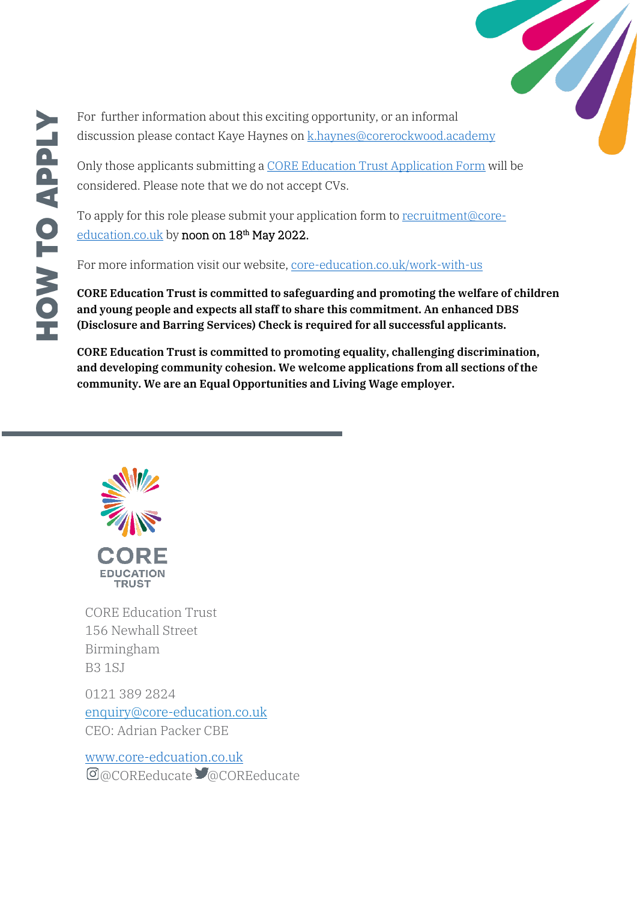# HOW TO APPLY

For further information about this exciting opportunity, or an informal discussion please contact Kaye Haynes on k.haynes@corerockwood.academy

Only those applicants submitting a CORE Education Trust Application Form will be considered. Please note that we do not accept CVs.

To apply for this role please submit your application form to recruitment@core-education.co.uk by noon on 18th May 2022.

For more information visit our website, core-education.co.uk/work-with-us

**CORE Education Trust is committed to safeguarding and promoting the welfare of children and young people and expects all staff to share this commitment. An enhanced DBS (Disclosure and Barring Services) Check is required for all successful applicants.**

**CORE Education Trust is committed to promoting equality, challenging discrimination, and developing community cohesion. We welcome applications from all sections of the community. We are an Equal Opportunities and Living Wage employer.**

---

CORE EDUCATION TRUST

CORE Education Trust
156 Newhall Street
Birmingham
B3 1SJ

0121 389 2824
enquiry@core-education.co.uk
CEO: Adrian Packer CBE

www.core-edcuation.co.uk
@COREeducate @COREeducate